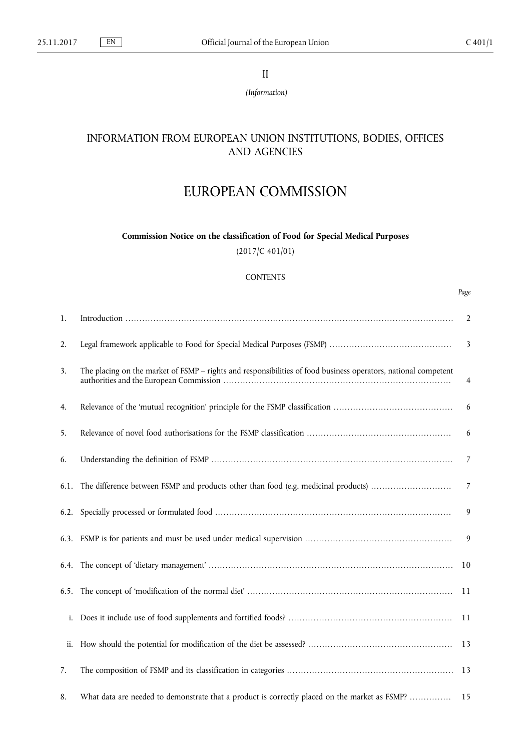II

*(Information)*

# INFORMATION FROM EUROPEAN UNION INSTITUTIONS, BODIES, OFFICES AND AGENCIES

# EUROPEAN COMMISSION

## Commission Notice on the classification of Food for Special Medical Purposes

(2017/C 401/01)

CONTENTS

| | | *Page* |
|---|---|---|
| 1. | Introduction | 2 |
| 2. | Legal framework applicable to Food for Special Medical Purposes (FSMP) | 3 |
| 3. | The placing on the market of FSMP – rights and responsibilities of food business operators, national competent authorities and the European Commission | 4 |
| 4. | Relevance of the 'mutual recognition' principle for the FSMP classification | 6 |
| 5. | Relevance of novel food authorisations for the FSMP classification | 6 |
| 6. | Understanding the definition of FSMP | 7 |
| 6.1. | The difference between FSMP and products other than food (e.g. medicinal products) | 7 |
| 6.2. | Specially processed or formulated food | 9 |
| 6.3. | FSMP is for patients and must be used under medical supervision | 9 |
| 6.4. | The concept of 'dietary management' | 10 |
| 6.5. | The concept of 'modification of the normal diet' | 11 |
| i. | Does it include use of food supplements and fortified foods? | 11 |
| ii. | How should the potential for modification of the diet be assessed? | 13 |
| 7. | The composition of FSMP and its classification in categories | 13 |
| 8. | What data are needed to demonstrate that a product is correctly placed on the market as FSMP? | 15 |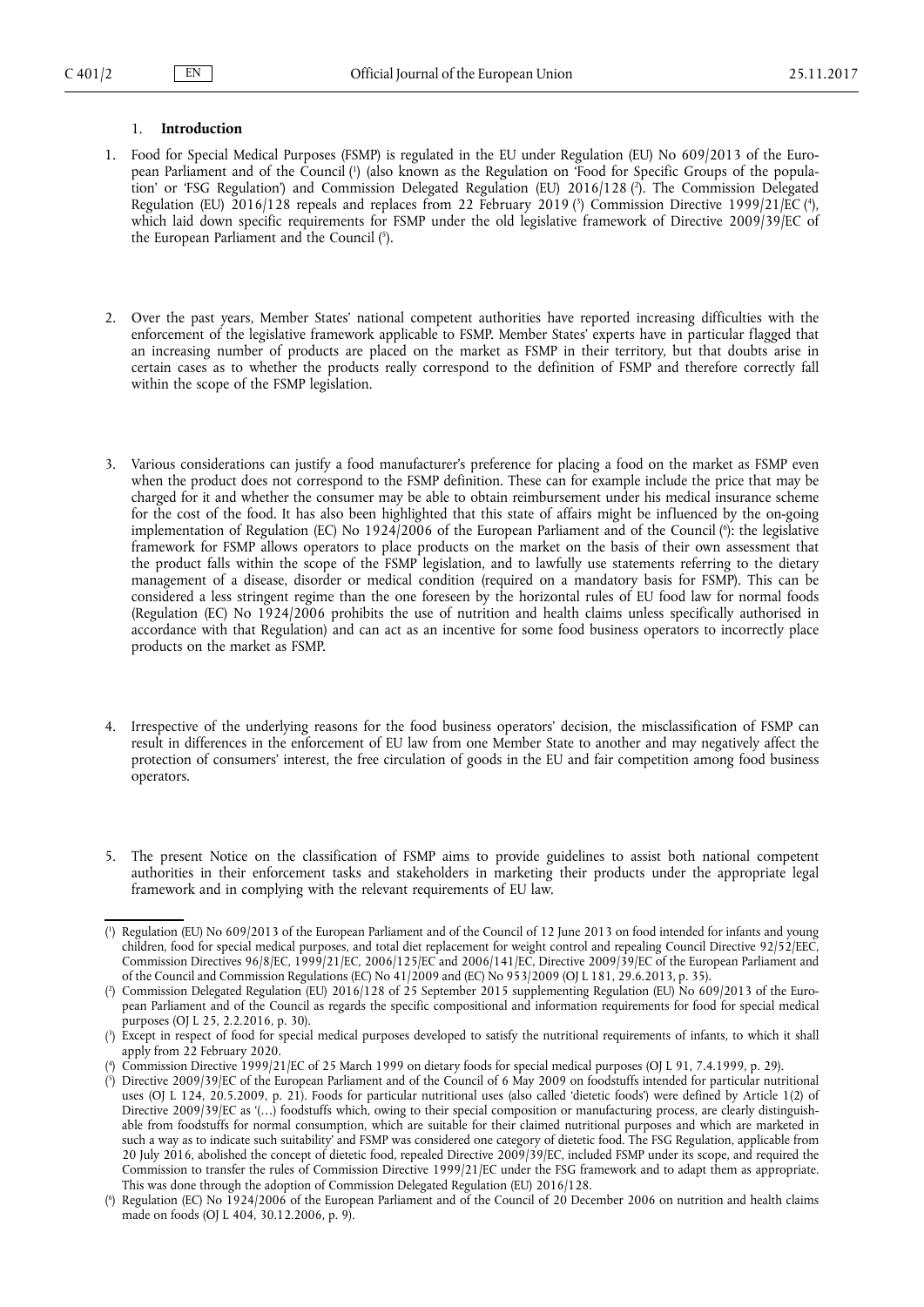## 1. **Introduction**

1. Food for Special Medical Purposes (FSMP) is regulated in the EU under Regulation (EU) No 609/2013 of the European Parliament and of the Council [1] (also known as the Regulation on 'Food for Specific Groups of the population' or 'FSG Regulation') and Commission Delegated Regulation (EU) 2016/128 [2]. The Commission Delegated Regulation (EU) 2016/128 repeals and replaces from 22 February 2019 [3] Commission Directive 1999/21/EC [4], which laid down specific requirements for FSMP under the old legislative framework of Directive 2009/39/EC of the European Parliament and the Council [5].

2. Over the past years, Member States' national competent authorities have reported increasing difficulties with the enforcement of the legislative framework applicable to FSMP. Member States' experts have in particular flagged that an increasing number of products are placed on the market as FSMP in their territory, but that doubts arise in certain cases as to whether the products really correspond to the definition of FSMP and therefore correctly fall within the scope of the FSMP legislation.

3. Various considerations can justify a food manufacturer's preference for placing a food on the market as FSMP even when the product does not correspond to the FSMP definition. These can for example include the price that may be charged for it and whether the consumer may be able to obtain reimbursement under his medical insurance scheme for the cost of the food. It has also been highlighted that this state of affairs might be influenced by the on-going implementation of Regulation (EC) No 1924/2006 of the European Parliament and of the Council [6]: the legislative framework for FSMP allows operators to place products on the market on the basis of their own assessment that the product falls within the scope of the FSMP legislation, and to lawfully use statements referring to the dietary management of a disease, disorder or medical condition (required on a mandatory basis for FSMP). This can be considered a less stringent regime than the one foreseen by the horizontal rules of EU food law for normal foods (Regulation (EC) No 1924/2006 prohibits the use of nutrition and health claims unless specifically authorised in accordance with that Regulation) and can act as an incentive for some food business operators to incorrectly place products on the market as FSMP.

4. Irrespective of the underlying reasons for the food business operators' decision, the misclassification of FSMP can result in differences in the enforcement of EU law from one Member State to another and may negatively affect the protection of consumers' interest, the free circulation of goods in the EU and fair competition among food business operators.

5. The present Notice on the classification of FSMP aims to provide guidelines to assist both national competent authorities in their enforcement tasks and stakeholders in marketing their products under the appropriate legal framework and in complying with the relevant requirements of EU law.

---

[1] Regulation (EU) No 609/2013 of the European Parliament and of the Council of 12 June 2013 on food intended for infants and young children, food for special medical purposes, and total diet replacement for weight control and repealing Council Directive 92/52/EEC, Commission Directives 96/8/EC, 1999/21/EC, 2006/125/EC and 2006/141/EC, Directive 2009/39/EC of the European Parliament and of the Council and Commission Regulations (EC) No 41/2009 and (EC) No 953/2009 (OJ L 181, 29.6.2013, p. 35).

[2] Commission Delegated Regulation (EU) 2016/128 of 25 September 2015 supplementing Regulation (EU) No 609/2013 of the European Parliament and of the Council as regards the specific compositional and information requirements for food for special medical purposes (OJ L 25, 2.2.2016, p. 30).

[3] Except in respect of food for special medical purposes developed to satisfy the nutritional requirements of infants, to which it shall apply from 22 February 2020.

[4] Commission Directive 1999/21/EC of 25 March 1999 on dietary foods for special medical purposes (OJ L 91, 7.4.1999, p. 29).

[5] Directive 2009/39/EC of the European Parliament and of the Council of 6 May 2009 on foodstuffs intended for particular nutritional uses (OJ L 124, 20.5.2009, p. 21). Foods for particular nutritional uses (also called 'dietetic foods') were defined by Article 1(2) of Directive 2009/39/EC as '(…) foodstuffs which, owing to their special composition or manufacturing process, are clearly distinguishable from foodstuffs for normal consumption, which are suitable for their claimed nutritional purposes and which are marketed in such a way as to indicate such suitability' and FSMP was considered one category of dietetic food. The FSG Regulation, applicable from 20 July 2016, abolished the concept of dietetic food, repealed Directive 2009/39/EC, included FSMP under its scope, and required the Commission to transfer the rules of Commission Directive 1999/21/EC under the FSG framework and to adapt them as appropriate. This was done through the adoption of Commission Delegated Regulation (EU) 2016/128.

[6] Regulation (EC) No 1924/2006 of the European Parliament and of the Council of 20 December 2006 on nutrition and health claims made on foods (OJ L 404, 30.12.2006, p. 9).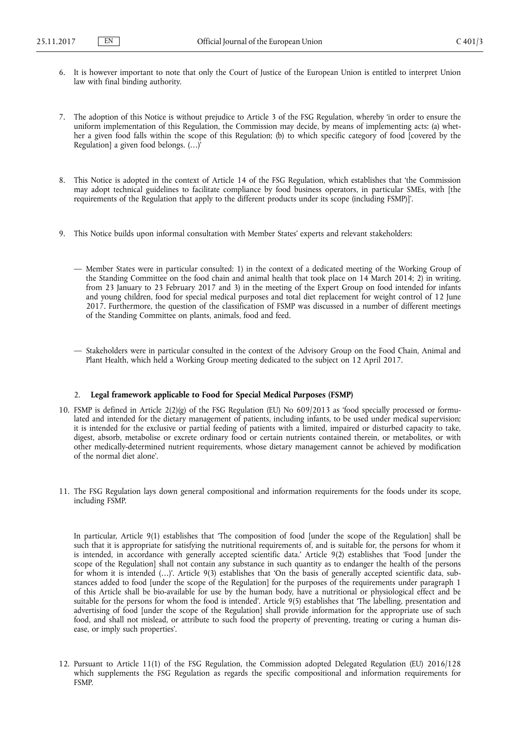6. It is however important to note that only the Court of Justice of the European Union is entitled to interpret Union law with final binding authority.

7. The adoption of this Notice is without prejudice to Article 3 of the FSG Regulation, whereby 'in order to ensure the uniform implementation of this Regulation, the Commission may decide, by means of implementing acts: (a) whether a given food falls within the scope of this Regulation; (b) to which specific category of food [covered by the Regulation] a given food belongs. (…)'

8. This Notice is adopted in the context of Article 14 of the FSG Regulation, which establishes that 'the Commission may adopt technical guidelines to facilitate compliance by food business operators, in particular SMEs, with [the requirements of the Regulation that apply to the different products under its scope (including FSMP)]'.

9. This Notice builds upon informal consultation with Member States' experts and relevant stakeholders:

   — Member States were in particular consulted: 1) in the context of a dedicated meeting of the Working Group of the Standing Committee on the food chain and animal health that took place on 14 March 2014; 2) in writing, from 23 January to 23 February 2017 and 3) in the meeting of the Expert Group on food intended for infants and young children, food for special medical purposes and total diet replacement for weight control of 12 June 2017. Furthermore, the question of the classification of FSMP was discussed in a number of different meetings of the Standing Committee on plants, animals, food and feed.

   — Stakeholders were in particular consulted in the context of the Advisory Group on the Food Chain, Animal and Plant Health, which held a Working Group meeting dedicated to the subject on 12 April 2017.

## 2. **Legal framework applicable to Food for Special Medical Purposes (FSMP)**

10. FSMP is defined in Article 2(2)(g) of the FSG Regulation (EU) No 609/2013 as 'food specially processed or formulated and intended for the dietary management of patients, including infants, to be used under medical supervision; it is intended for the exclusive or partial feeding of patients with a limited, impaired or disturbed capacity to take, digest, absorb, metabolise or excrete ordinary food or certain nutrients contained therein, or metabolites, or with other medically-determined nutrient requirements, whose dietary management cannot be achieved by modification of the normal diet alone'.

11. The FSG Regulation lays down general compositional and information requirements for the foods under its scope, including FSMP.

    In particular, Article 9(1) establishes that 'The composition of food [under the scope of the Regulation] shall be such that it is appropriate for satisfying the nutritional requirements of, and is suitable for, the persons for whom it is intended, in accordance with generally accepted scientific data.' Article 9(2) establishes that 'Food [under the scope of the Regulation] shall not contain any substance in such quantity as to endanger the health of the persons for whom it is intended (…)'. Article 9(3) establishes that 'On the basis of generally accepted scientific data, substances added to food [under the scope of the Regulation] for the purposes of the requirements under paragraph 1 of this Article shall be bio-available for use by the human body, have a nutritional or physiological effect and be suitable for the persons for whom the food is intended'. Article 9(5) establishes that 'The labelling, presentation and advertising of food [under the scope of the Regulation] shall provide information for the appropriate use of such food, and shall not mislead, or attribute to such food the property of preventing, treating or curing a human disease, or imply such properties'.

12. Pursuant to Article 11(1) of the FSG Regulation, the Commission adopted Delegated Regulation (EU) 2016/128 which supplements the FSG Regulation as regards the specific compositional and information requirements for FSMP.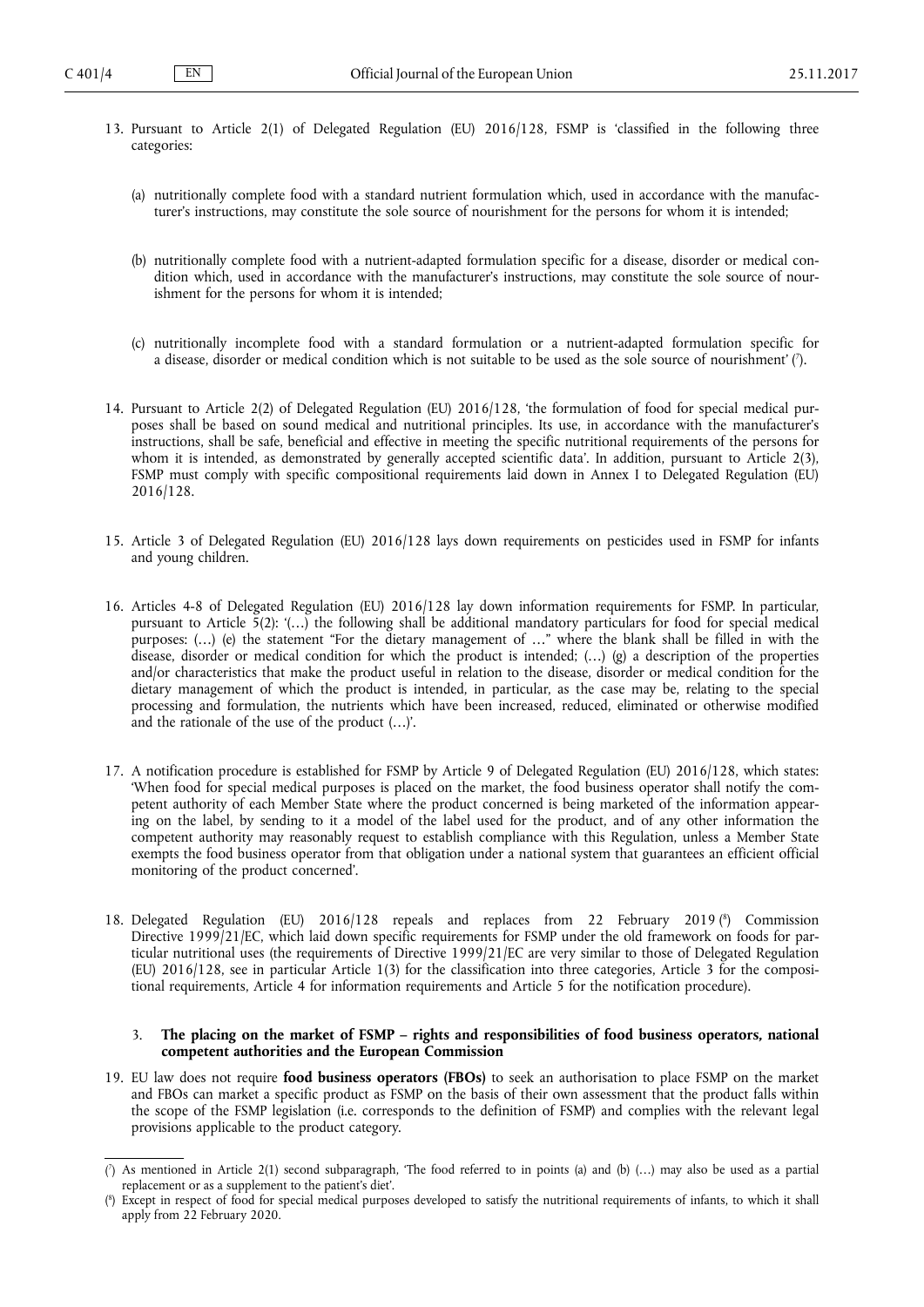13. Pursuant to Article 2(1) of Delegated Regulation (EU) 2016/128, FSMP is 'classified in the following three categories:

   (a) nutritionally complete food with a standard nutrient formulation which, used in accordance with the manufacturer's instructions, may constitute the sole source of nourishment for the persons for whom it is intended;

   (b) nutritionally complete food with a nutrient-adapted formulation specific for a disease, disorder or medical condition which, used in accordance with the manufacturer's instructions, may constitute the sole source of nourishment for the persons for whom it is intended;

   (c) nutritionally incomplete food with a standard formulation or a nutrient-adapted formulation specific for a disease, disorder or medical condition which is not suitable to be used as the sole source of nourishment' [7].

14. Pursuant to Article 2(2) of Delegated Regulation (EU) 2016/128, 'the formulation of food for special medical purposes shall be based on sound medical and nutritional principles. Its use, in accordance with the manufacturer's instructions, shall be safe, beneficial and effective in meeting the specific nutritional requirements of the persons for whom it is intended, as demonstrated by generally accepted scientific data'. In addition, pursuant to Article 2(3), FSMP must comply with specific compositional requirements laid down in Annex I to Delegated Regulation (EU) 2016/128.

15. Article 3 of Delegated Regulation (EU) 2016/128 lays down requirements on pesticides used in FSMP for infants and young children.

16. Articles 4-8 of Delegated Regulation (EU) 2016/128 lay down information requirements for FSMP. In particular, pursuant to Article 5(2): '(…) the following shall be additional mandatory particulars for food for special medical purposes: (…) (e) the statement "For the dietary management of …" where the blank shall be filled in with the disease, disorder or medical condition for which the product is intended; (…) (g) a description of the properties and/or characteristics that make the product useful in relation to the disease, disorder or medical condition for the dietary management of which the product is intended, in particular, as the case may be, relating to the special processing and formulation, the nutrients which have been increased, reduced, eliminated or otherwise modified and the rationale of the use of the product (…)'.

17. A notification procedure is established for FSMP by Article 9 of Delegated Regulation (EU) 2016/128, which states: 'When food for special medical purposes is placed on the market, the food business operator shall notify the competent authority of each Member State where the product concerned is being marketed of the information appearing on the label, by sending to it a model of the label used for the product, and of any other information the competent authority may reasonably request to establish compliance with this Regulation, unless a Member State exempts the food business operator from that obligation under a national system that guarantees an efficient official monitoring of the product concerned'.

18. Delegated Regulation (EU) 2016/128 repeals and replaces from 22 February 2019 [8] Commission Directive 1999/21/EC, which laid down specific requirements for FSMP under the old framework on foods for particular nutritional uses (the requirements of Directive 1999/21/EC are very similar to those of Delegated Regulation (EU) 2016/128, see in particular Article 1(3) for the classification into three categories, Article 3 for the compositional requirements, Article 4 for information requirements and Article 5 for the notification procedure).

### 3. The placing on the market of FSMP – rights and responsibilities of food business operators, national competent authorities and the European Commission

19. EU law does not require **food business operators (FBOs)** to seek an authorisation to place FSMP on the market and FBOs can market a specific product as FSMP on the basis of their own assessment that the product falls within the scope of the FSMP legislation (i.e. corresponds to the definition of FSMP) and complies with the relevant legal provisions applicable to the product category.

---

[7] As mentioned in Article 2(1) second subparagraph, 'The food referred to in points (a) and (b) (…) may also be used as a partial replacement or as a supplement to the patient's diet'.

[8] Except in respect of food for special medical purposes developed to satisfy the nutritional requirements of infants, to which it shall apply from 22 February 2020.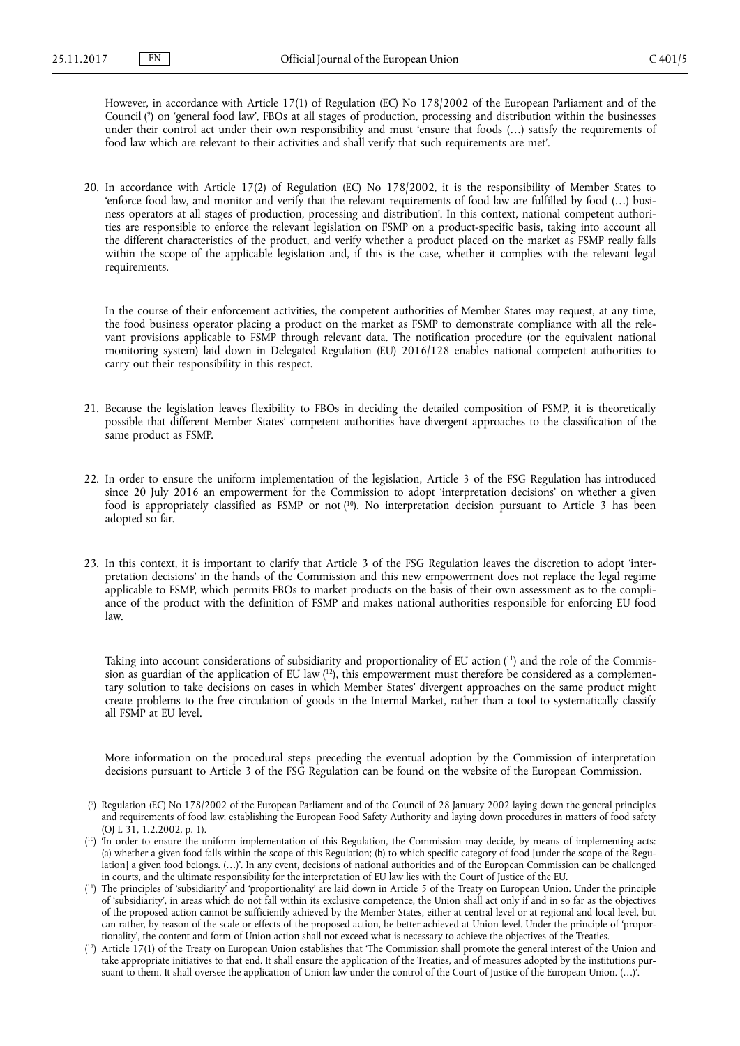However, in accordance with Article 17(1) of Regulation (EC) No 178/2002 of the European Parliament and of the Council [9] on 'general food law', FBOs at all stages of production, processing and distribution within the businesses under their control act under their own responsibility and must 'ensure that foods (…) satisfy the requirements of food law which are relevant to their activities and shall verify that such requirements are met'.

20. In accordance with Article 17(2) of Regulation (EC) No 178/2002, it is the responsibility of Member States to 'enforce food law, and monitor and verify that the relevant requirements of food law are fulfilled by food (…) business operators at all stages of production, processing and distribution'. In this context, national competent authorities are responsible to enforce the relevant legislation on FSMP on a product-specific basis, taking into account all the different characteristics of the product, and verify whether a product placed on the market as FSMP really falls within the scope of the applicable legislation and, if this is the case, whether it complies with the relevant legal requirements.

    In the course of their enforcement activities, the competent authorities of Member States may request, at any time, the food business operator placing a product on the market as FSMP to demonstrate compliance with all the relevant provisions applicable to FSMP through relevant data. The notification procedure (or the equivalent national monitoring system) laid down in Delegated Regulation (EU) 2016/128 enables national competent authorities to carry out their responsibility in this respect.

21. Because the legislation leaves flexibility to FBOs in deciding the detailed composition of FSMP, it is theoretically possible that different Member States' competent authorities have divergent approaches to the classification of the same product as FSMP.

22. In order to ensure the uniform implementation of the legislation, Article 3 of the FSG Regulation has introduced since 20 July 2016 an empowerment for the Commission to adopt 'interpretation decisions' on whether a given food is appropriately classified as FSMP or not [10]. No interpretation decision pursuant to Article 3 has been adopted so far.

23. In this context, it is important to clarify that Article 3 of the FSG Regulation leaves the discretion to adopt 'interpretation decisions' in the hands of the Commission and this new empowerment does not replace the legal regime applicable to FSMP, which permits FBOs to market products on the basis of their own assessment as to the compliance of the product with the definition of FSMP and makes national authorities responsible for enforcing EU food law.

    Taking into account considerations of subsidiarity and proportionality of EU action [11] and the role of the Commission as guardian of the application of EU law [12], this empowerment must therefore be considered as a complementary solution to take decisions on cases in which Member States' divergent approaches on the same product might create problems to the free circulation of goods in the Internal Market, rather than a tool to systematically classify all FSMP at EU level.

    More information on the procedural steps preceding the eventual adoption by the Commission of interpretation decisions pursuant to Article 3 of the FSG Regulation can be found on the website of the European Commission.

---

[9] Regulation (EC) No 178/2002 of the European Parliament and of the Council of 28 January 2002 laying down the general principles and requirements of food law, establishing the European Food Safety Authority and laying down procedures in matters of food safety (OJ L 31, 1.2.2002, p. 1).

[10] 'In order to ensure the uniform implementation of this Regulation, the Commission may decide, by means of implementing acts: (a) whether a given food falls within the scope of this Regulation; (b) to which specific category of food [under the scope of the Regulation] a given food belongs. (…)'. In any event, decisions of national authorities and of the European Commission can be challenged in courts, and the ultimate responsibility for the interpretation of EU law lies with the Court of Justice of the EU.

[11] The principles of 'subsidiarity' and 'proportionality' are laid down in Article 5 of the Treaty on European Union. Under the principle of 'subsidiarity', in areas which do not fall within its exclusive competence, the Union shall act only if and in so far as the objectives of the proposed action cannot be sufficiently achieved by the Member States, either at central level or at regional and local level, but can rather, by reason of the scale or effects of the proposed action, be better achieved at Union level. Under the principle of 'proportionality', the content and form of Union action shall not exceed what is necessary to achieve the objectives of the Treaties.

[12] Article 17(1) of the Treaty on European Union establishes that 'The Commission shall promote the general interest of the Union and take appropriate initiatives to that end. It shall ensure the application of the Treaties, and of measures adopted by the institutions pursuant to them. It shall oversee the application of Union law under the control of the Court of Justice of the European Union. (…)'.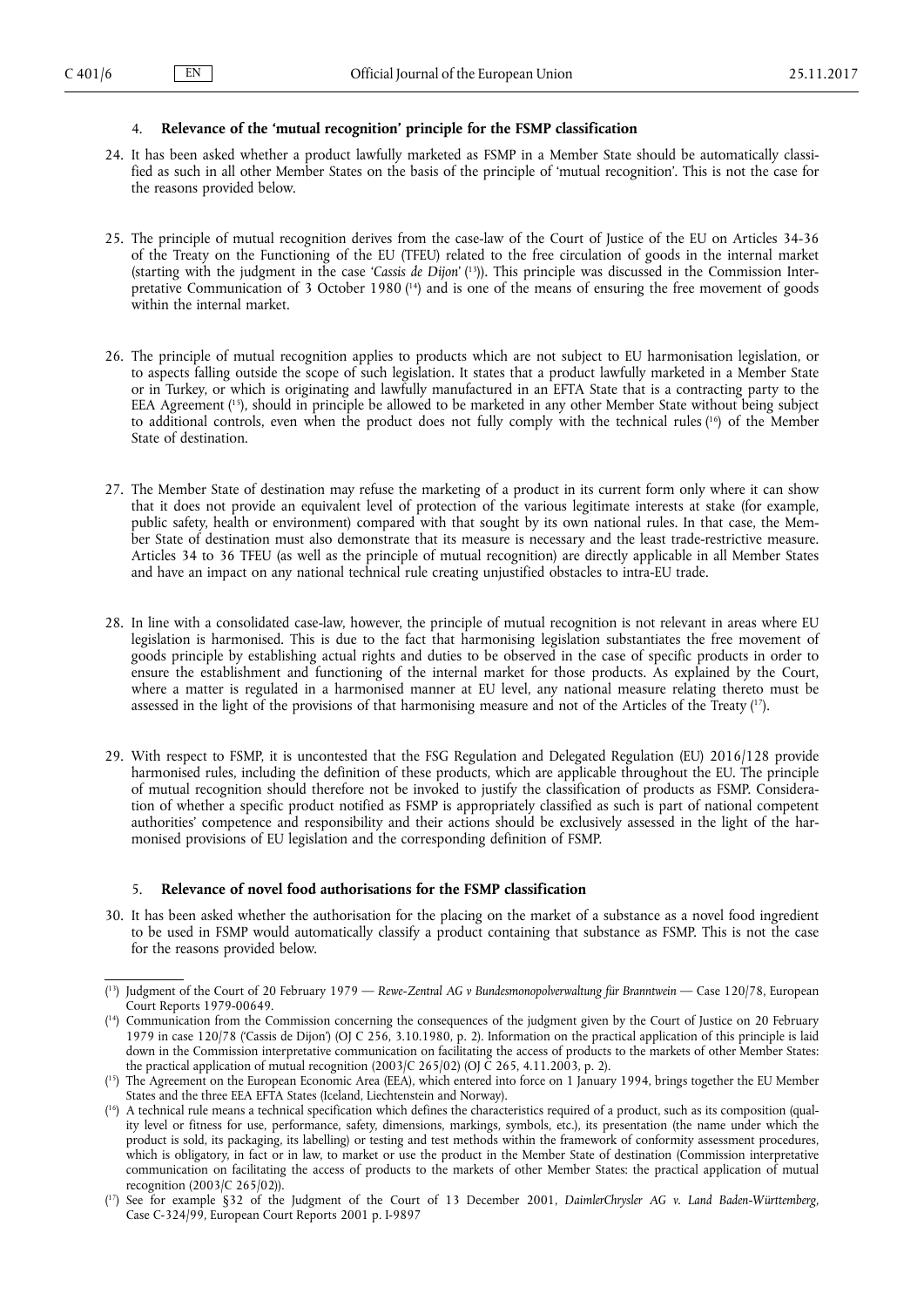### 4. **Relevance of the 'mutual recognition' principle for the FSMP classification**

24. It has been asked whether a product lawfully marketed as FSMP in a Member State should be automatically classified as such in all other Member States on the basis of the principle of 'mutual recognition'. This is not the case for the reasons provided below.

25. The principle of mutual recognition derives from the case-law of the Court of Justice of the EU on Articles 34-36 of the Treaty on the Functioning of the EU (TFEU) related to the free circulation of goods in the internal market (starting with the judgment in the case '*Cassis de Dijon*' [13]). This principle was discussed in the Commission Interpretative Communication of 3 October 1980 [14] and is one of the means of ensuring the free movement of goods within the internal market.

26. The principle of mutual recognition applies to products which are not subject to EU harmonisation legislation, or to aspects falling outside the scope of such legislation. It states that a product lawfully marketed in a Member State or in Turkey, or which is originating and lawfully manufactured in an EFTA State that is a contracting party to the EEA Agreement [15], should in principle be allowed to be marketed in any other Member State without being subject to additional controls, even when the product does not fully comply with the technical rules [16] of the Member State of destination.

27. The Member State of destination may refuse the marketing of a product in its current form only where it can show that it does not provide an equivalent level of protection of the various legitimate interests at stake (for example, public safety, health or environment) compared with that sought by its own national rules. In that case, the Member State of destination must also demonstrate that its measure is necessary and the least trade-restrictive measure. Articles 34 to 36 TFEU (as well as the principle of mutual recognition) are directly applicable in all Member States and have an impact on any national technical rule creating unjustified obstacles to intra-EU trade.

28. In line with a consolidated case-law, however, the principle of mutual recognition is not relevant in areas where EU legislation is harmonised. This is due to the fact that harmonising legislation substantiates the free movement of goods principle by establishing actual rights and duties to be observed in the case of specific products in order to ensure the establishment and functioning of the internal market for those products. As explained by the Court, where a matter is regulated in a harmonised manner at EU level, any national measure relating thereto must be assessed in the light of the provisions of that harmonising measure and not of the Articles of the Treaty [17].

29. With respect to FSMP, it is uncontested that the FSG Regulation and Delegated Regulation (EU) 2016/128 provide harmonised rules, including the definition of these products, which are applicable throughout the EU. The principle of mutual recognition should therefore not be invoked to justify the classification of products as FSMP. Consideration of whether a specific product notified as FSMP is appropriately classified as such is part of national competent authorities' competence and responsibility and their actions should be exclusively assessed in the light of the harmonised provisions of EU legislation and the corresponding definition of FSMP.

### 5. **Relevance of novel food authorisations for the FSMP classification**

30. It has been asked whether the authorisation for the placing on the market of a substance as a novel food ingredient to be used in FSMP would automatically classify a product containing that substance as FSMP. This is not the case for the reasons provided below.

---

[13] Judgment of the Court of 20 February 1979 — *Rewe-Zentral AG v Bundesmonopolverwaltung für Branntwein* — Case 120/78, European Court Reports 1979-00649.

[14] Communication from the Commission concerning the consequences of the judgment given by the Court of Justice on 20 February 1979 in case 120/78 ('Cassis de Dijon') (OJ C 256, 3.10.1980, p. 2). Information on the practical application of this principle is laid down in the Commission interpretative communication on facilitating the access of products to the markets of other Member States: the practical application of mutual recognition (2003/C 265/02) (OJ C 265, 4.11.2003, p. 2).

[15] The Agreement on the European Economic Area (EEA), which entered into force on 1 January 1994, brings together the EU Member States and the three EEA EFTA States (Iceland, Liechtenstein and Norway).

[16] A technical rule means a technical specification which defines the characteristics required of a product, such as its composition (quality level or fitness for use, performance, safety, dimensions, markings, symbols, etc.), its presentation (the name under which the product is sold, its packaging, its labelling) or testing and test methods within the framework of conformity assessment procedures, which is obligatory, in fact or in law, to market or use the product in the Member State of destination (Commission interpretative communication on facilitating the access of products to the markets of other Member States: the practical application of mutual recognition (2003/C 265/02)).

[17] See for example §32 of the Judgment of the Court of 13 December 2001, *DaimlerChrysler AG v. Land Baden-Württemberg*, Case C-324/99, European Court Reports 2001 p. I-9897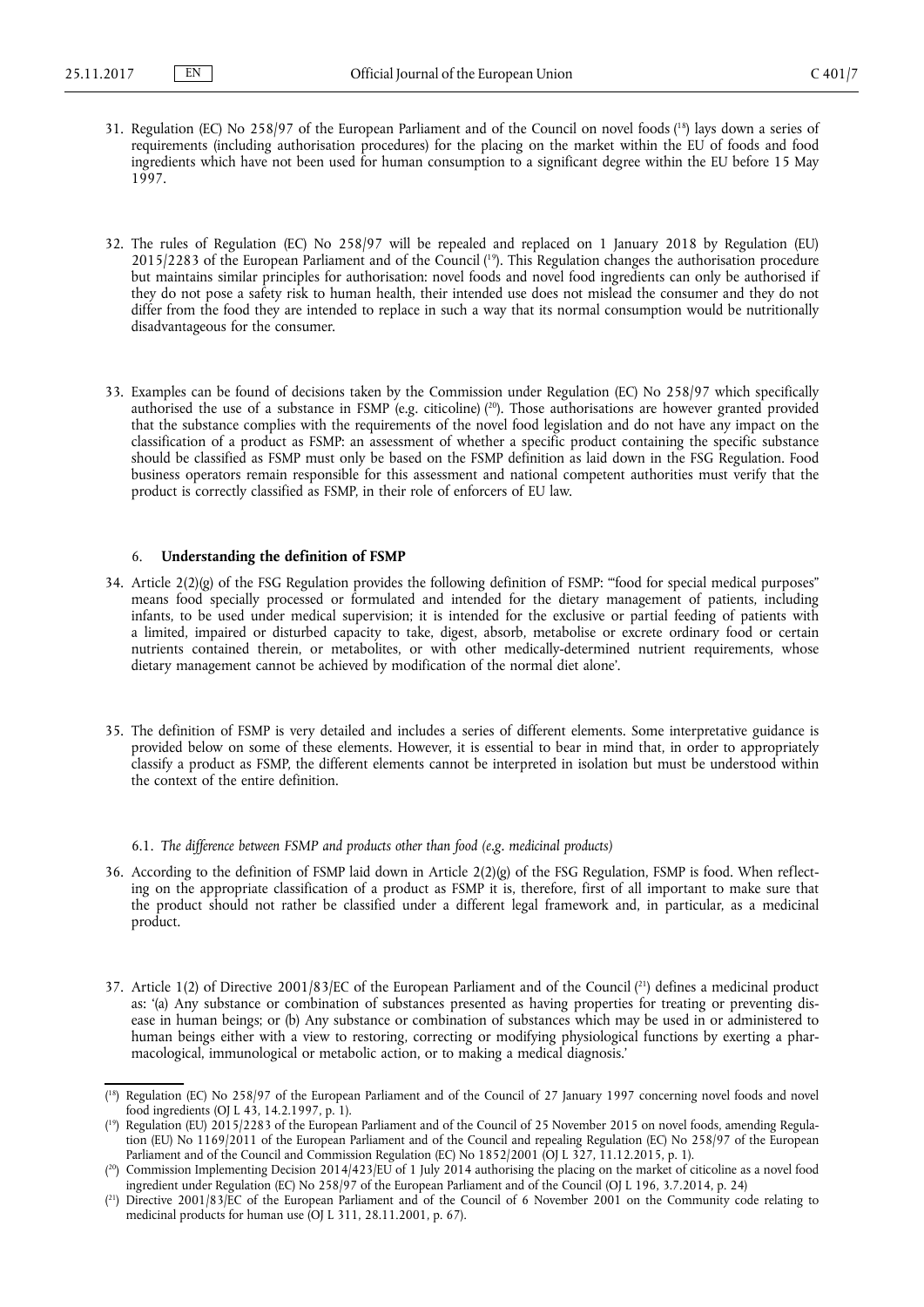31. Regulation (EC) No 258/97 of the European Parliament and of the Council on novel foods [18] lays down a series of requirements (including authorisation procedures) for the placing on the market within the EU of foods and food ingredients which have not been used for human consumption to a significant degree within the EU before 15 May 1997.

32. The rules of Regulation (EC) No 258/97 will be repealed and replaced on 1 January 2018 by Regulation (EU) 2015/2283 of the European Parliament and of the Council [19]. This Regulation changes the authorisation procedure but maintains similar principles for authorisation: novel foods and novel food ingredients can only be authorised if they do not pose a safety risk to human health, their intended use does not mislead the consumer and they do not differ from the food they are intended to replace in such a way that its normal consumption would be nutritionally disadvantageous for the consumer.

33. Examples can be found of decisions taken by the Commission under Regulation (EC) No 258/97 which specifically authorised the use of a substance in FSMP (e.g. citicoline) [20]. Those authorisations are however granted provided that the substance complies with the requirements of the novel food legislation and do not have any impact on the classification of a product as FSMP: an assessment of whether a specific product containing the specific substance should be classified as FSMP must only be based on the FSMP definition as laid down in the FSG Regulation. Food business operators remain responsible for this assessment and national competent authorities must verify that the product is correctly classified as FSMP, in their role of enforcers of EU law.

## 6. Understanding the definition of FSMP

34. Article 2(2)(g) of the FSG Regulation provides the following definition of FSMP: '"food for special medical purposes" means food specially processed or formulated and intended for the dietary management of patients, including infants, to be used under medical supervision; it is intended for the exclusive or partial feeding of patients with a limited, impaired or disturbed capacity to take, digest, absorb, metabolise or excrete ordinary food or certain nutrients contained therein, or metabolites, or with other medically-determined nutrient requirements, whose dietary management cannot be achieved by modification of the normal diet alone'.

35. The definition of FSMP is very detailed and includes a series of different elements. Some interpretative guidance is provided below on some of these elements. However, it is essential to bear in mind that, in order to appropriately classify a product as FSMP, the different elements cannot be interpreted in isolation but must be understood within the context of the entire definition.

### 6.1. *The difference between FSMP and products other than food (e.g. medicinal products)*

36. According to the definition of FSMP laid down in Article 2(2)(g) of the FSG Regulation, FSMP is food. When reflecting on the appropriate classification of a product as FSMP it is, therefore, first of all important to make sure that the product should not rather be classified under a different legal framework and, in particular, as a medicinal product.

37. Article 1(2) of Directive 2001/83/EC of the European Parliament and of the Council [21] defines a medicinal product as: '(a) Any substance or combination of substances presented as having properties for treating or preventing disease in human beings; or (b) Any substance or combination of substances which may be used in or administered to human beings either with a view to restoring, correcting or modifying physiological functions by exerting a pharmacological, immunological or metabolic action, or to making a medical diagnosis.'

---

[18] Regulation (EC) No 258/97 of the European Parliament and of the Council of 27 January 1997 concerning novel foods and novel food ingredients (OJ L 43, 14.2.1997, p. 1).

[19] Regulation (EU) 2015/2283 of the European Parliament and of the Council of 25 November 2015 on novel foods, amending Regulation (EU) No 1169/2011 of the European Parliament and of the Council and repealing Regulation (EC) No 258/97 of the European Parliament and of the Council and Commission Regulation (EC) No 1852/2001 (OJ L 327, 11.12.2015, p. 1).

[20] Commission Implementing Decision 2014/423/EU of 1 July 2014 authorising the placing on the market of citicoline as a novel food ingredient under Regulation (EC) No 258/97 of the European Parliament and of the Council (OJ L 196, 3.7.2014, p. 24)

[21] Directive 2001/83/EC of the European Parliament and of the Council of 6 November 2001 on the Community code relating to medicinal products for human use (OJ L 311, 28.11.2001, p. 67).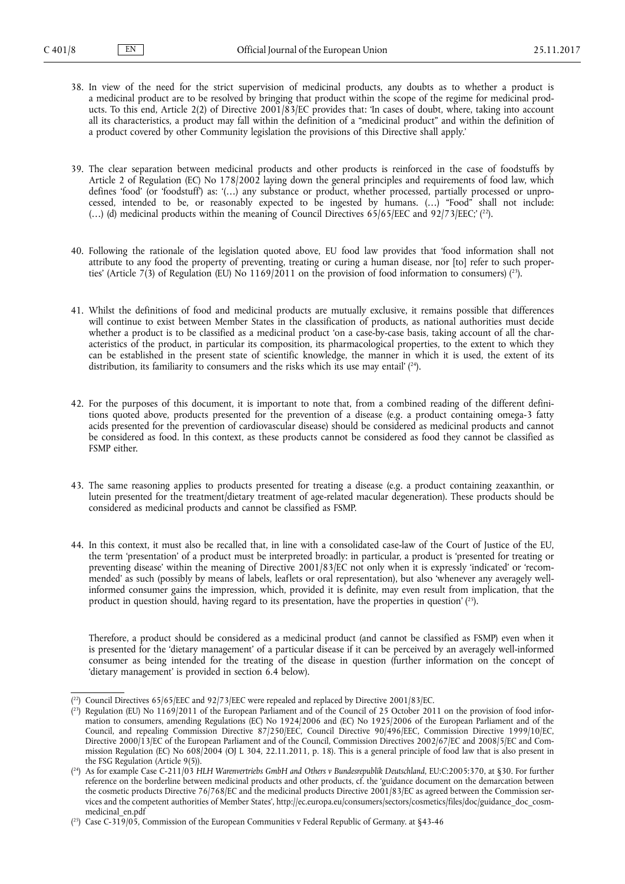38. In view of the need for the strict supervision of medicinal products, any doubts as to whether a product is a medicinal product are to be resolved by bringing that product within the scope of the regime for medicinal products. To this end, Article 2(2) of Directive 2001/83/EC provides that: 'In cases of doubt, where, taking into account all its characteristics, a product may fall within the definition of a "medicinal product" and within the definition of a product covered by other Community legislation the provisions of this Directive shall apply.'

39. The clear separation between medicinal products and other products is reinforced in the case of foodstuffs by Article 2 of Regulation (EC) No 178/2002 laying down the general principles and requirements of food law, which defines 'food' (or 'foodstuff') as: '(…) any substance or product, whether processed, partially processed or unprocessed, intended to be, or reasonably expected to be ingested by humans. (…) "Food" shall not include: (…) (d) medicinal products within the meaning of Council Directives 65/65/EEC and 92/73/EEC;' [22].

40. Following the rationale of the legislation quoted above, EU food law provides that 'food information shall not attribute to any food the property of preventing, treating or curing a human disease, nor [to] refer to such properties' (Article 7(3) of Regulation (EU) No 1169/2011 on the provision of food information to consumers) [23].

41. Whilst the definitions of food and medicinal products are mutually exclusive, it remains possible that differences will continue to exist between Member States in the classification of products, as national authorities must decide whether a product is to be classified as a medicinal product 'on a case-by-case basis, taking account of all the characteristics of the product, in particular its composition, its pharmacological properties, to the extent to which they can be established in the present state of scientific knowledge, the manner in which it is used, the extent of its distribution, its familiarity to consumers and the risks which its use may entail' [24].

42. For the purposes of this document, it is important to note that, from a combined reading of the different definitions quoted above, products presented for the prevention of a disease (e.g. a product containing omega-3 fatty acids presented for the prevention of cardiovascular disease) should be considered as medicinal products and cannot be considered as food. In this context, as these products cannot be considered as food they cannot be classified as FSMP either.

43. The same reasoning applies to products presented for treating a disease (e.g. a product containing zeaxanthin, or lutein presented for the treatment/dietary treatment of age-related macular degeneration). These products should be considered as medicinal products and cannot be classified as FSMP.

44. In this context, it must also be recalled that, in line with a consolidated case-law of the Court of Justice of the EU, the term 'presentation' of a product must be interpreted broadly: in particular, a product is 'presented for treating or preventing disease' within the meaning of Directive 2001/83/EC not only when it is expressly 'indicated' or 'recommended' as such (possibly by means of labels, leaflets or oral representation), but also 'whenever any averagely well-informed consumer gains the impression, which, provided it is definite, may even result from implication, that the product in question should, having regard to its presentation, have the properties in question' [25].

    Therefore, a product should be considered as a medicinal product (and cannot be classified as FSMP) even when it is presented for the 'dietary management' of a particular disease if it can be perceived by an averagely well-informed consumer as being intended for the treating of the disease in question (further information on the concept of 'dietary management' is provided in section 6.4 below).

---

[22] Council Directives 65/65/EEC and 92/73/EEC were repealed and replaced by Directive 2001/83/EC.

[23] Regulation (EU) No 1169/2011 of the European Parliament and of the Council of 25 October 2011 on the provision of food information to consumers, amending Regulations (EC) No 1924/2006 and (EC) No 1925/2006 of the European Parliament and of the Council, and repealing Commission Directive 87/250/EEC, Council Directive 90/496/EEC, Commission Directive 1999/10/EC, Directive 2000/13/EC of the European Parliament and of the Council, Commission Directives 2002/67/EC and 2008/5/EC and Commission Regulation (EC) No 608/2004 (OJ L 304, 22.11.2011, p. 18). This is a general principle of food law that is also present in the FSG Regulation (Article 9(5)).

[24] As for example Case C-211/03 *HLH Warenvertriebs GmbH and Others v Bundesrepublik Deutschland*, EU:C:2005:370, at §30. For further reference on the borderline between medicinal products and other products, cf. the 'guidance document on the demarcation between the cosmetic products Directive 76/768/EC and the medicinal products Directive 2001/83/EC as agreed between the Commission services and the competent authorities of Member States', http://ec.europa.eu/consumers/sectors/cosmetics/files/doc/guidance_doc_cosm-medicinal_en.pdf

[25] Case C-319/05, Commission of the European Communities v Federal Republic of Germany. at §43-46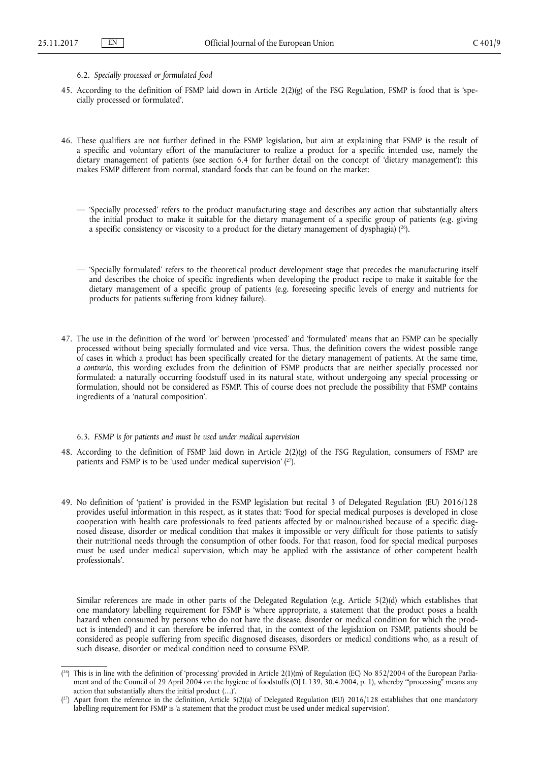### 6.2. *Specially processed or formulated food*

45. According to the definition of FSMP laid down in Article 2(2)(g) of the FSG Regulation, FSMP is food that is 'specially processed or formulated'.

46. These qualifiers are not further defined in the FSMP legislation, but aim at explaining that FSMP is the result of a specific and voluntary effort of the manufacturer to realize a product for a specific intended use, namely the dietary management of patients (see section 6.4 for further detail on the concept of 'dietary management'): this makes FSMP different from normal, standard foods that can be found on the market:

   — 'Specially processed' refers to the product manufacturing stage and describes any action that substantially alters the initial product to make it suitable for the dietary management of a specific group of patients (e.g. giving a specific consistency or viscosity to a product for the dietary management of dysphagia) [26].

   — 'Specially formulated' refers to the theoretical product development stage that precedes the manufacturing itself and describes the choice of specific ingredients when developing the product recipe to make it suitable for the dietary management of a specific group of patients (e.g. foreseeing specific levels of energy and nutrients for products for patients suffering from kidney failure).

47. The use in the definition of the word 'or' between 'processed' and 'formulated' means that an FSMP can be specially processed without being specially formulated and vice versa. Thus, the definition covers the widest possible range of cases in which a product has been specifically created for the dietary management of patients. At the same time, *a contrario*, this wording excludes from the definition of FSMP products that are neither specially processed nor formulated: a naturally occurring foodstuff used in its natural state, without undergoing any special processing or formulation, should not be considered as FSMP. This of course does not preclude the possibility that FSMP contains ingredients of a 'natural composition'.

### 6.3. *FSMP is for patients and must be used under medical supervision*

48. According to the definition of FSMP laid down in Article 2(2)(g) of the FSG Regulation, consumers of FSMP are patients and FSMP is to be 'used under medical supervision' [27].

49. No definition of 'patient' is provided in the FSMP legislation but recital 3 of Delegated Regulation (EU) 2016/128 provides useful information in this respect, as it states that: 'Food for special medical purposes is developed in close cooperation with health care professionals to feed patients affected by or malnourished because of a specific diagnosed disease, disorder or medical condition that makes it impossible or very difficult for those patients to satisfy their nutritional needs through the consumption of other foods. For that reason, food for special medical purposes must be used under medical supervision, which may be applied with the assistance of other competent health professionals'.

   Similar references are made in other parts of the Delegated Regulation (e.g. Article 5(2)(d) which establishes that one mandatory labelling requirement for FSMP is 'where appropriate, a statement that the product poses a health hazard when consumed by persons who do not have the disease, disorder or medical condition for which the product is intended') and it can therefore be inferred that, in the context of the legislation on FSMP, patients should be considered as people suffering from specific diagnosed diseases, disorders or medical conditions who, as a result of such disease, disorder or medical condition need to consume FSMP.

---

[26] This is in line with the definition of 'processing' provided in Article 2(1)(m) of Regulation (EC) No 852/2004 of the European Parliament and of the Council of 29 April 2004 on the hygiene of foodstuffs (OJ L 139, 30.4.2004, p. 1), whereby '"processing" means any action that substantially alters the initial product (…)'.

[27] Apart from the reference in the definition, Article 5(2)(a) of Delegated Regulation (EU) 2016/128 establishes that one mandatory labelling requirement for FSMP is 'a statement that the product must be used under medical supervision'.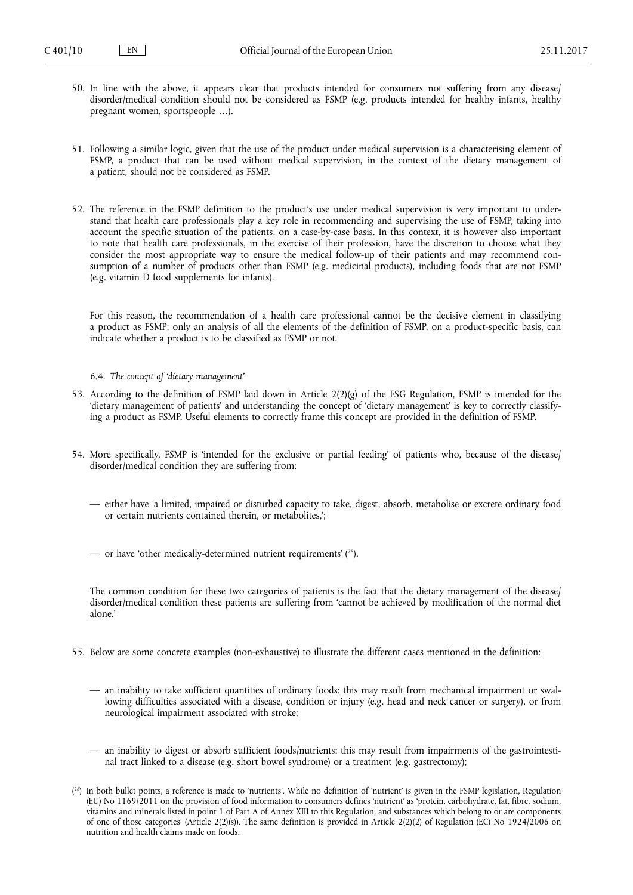50. In line with the above, it appears clear that products intended for consumers not suffering from any disease/disorder/medical condition should not be considered as FSMP (e.g. products intended for healthy infants, healthy pregnant women, sportspeople …).

51. Following a similar logic, given that the use of the product under medical supervision is a characterising element of FSMP, a product that can be used without medical supervision, in the context of the dietary management of a patient, should not be considered as FSMP.

52. The reference in the FSMP definition to the product's use under medical supervision is very important to understand that health care professionals play a key role in recommending and supervising the use of FSMP, taking into account the specific situation of the patients, on a case-by-case basis. In this context, it is however also important to note that health care professionals, in the exercise of their profession, have the discretion to choose what they consider the most appropriate way to ensure the medical follow-up of their patients and may recommend consumption of a number of products other than FSMP (e.g. medicinal products), including foods that are not FSMP (e.g. vitamin D food supplements for infants).

    For this reason, the recommendation of a health care professional cannot be the decisive element in classifying a product as FSMP; only an analysis of all the elements of the definition of FSMP, on a product-specific basis, can indicate whether a product is to be classified as FSMP or not.

### 6.4. *The concept of 'dietary management'*

53. According to the definition of FSMP laid down in Article 2(2)(g) of the FSG Regulation, FSMP is intended for the 'dietary management of patients' and understanding the concept of 'dietary management' is key to correctly classifying a product as FSMP. Useful elements to correctly frame this concept are provided in the definition of FSMP.

54. More specifically, FSMP is 'intended for the exclusive or partial feeding' of patients who, because of the disease/disorder/medical condition they are suffering from:

    — either have 'a limited, impaired or disturbed capacity to take, digest, absorb, metabolise or excrete ordinary food or certain nutrients contained therein, or metabolites,';

    — or have 'other medically-determined nutrient requirements' [28].

    The common condition for these two categories of patients is the fact that the dietary management of the disease/disorder/medical condition these patients are suffering from 'cannot be achieved by modification of the normal diet alone.'

55. Below are some concrete examples (non-exhaustive) to illustrate the different cases mentioned in the definition:

    — an inability to take sufficient quantities of ordinary foods: this may result from mechanical impairment or swallowing difficulties associated with a disease, condition or injury (e.g. head and neck cancer or surgery), or from neurological impairment associated with stroke;

    — an inability to digest or absorb sufficient foods/nutrients: this may result from impairments of the gastrointestinal tract linked to a disease (e.g. short bowel syndrome) or a treatment (e.g. gastrectomy);

---

[28] In both bullet points, a reference is made to 'nutrients'. While no definition of 'nutrient' is given in the FSMP legislation, Regulation (EU) No 1169/2011 on the provision of food information to consumers defines 'nutrient' as 'protein, carbohydrate, fat, fibre, sodium, vitamins and minerals listed in point 1 of Part A of Annex XIII to this Regulation, and substances which belong to or are components of one of those categories' (Article 2(2)(s)). The same definition is provided in Article 2(2)(2) of Regulation (EC) No 1924/2006 on nutrition and health claims made on foods.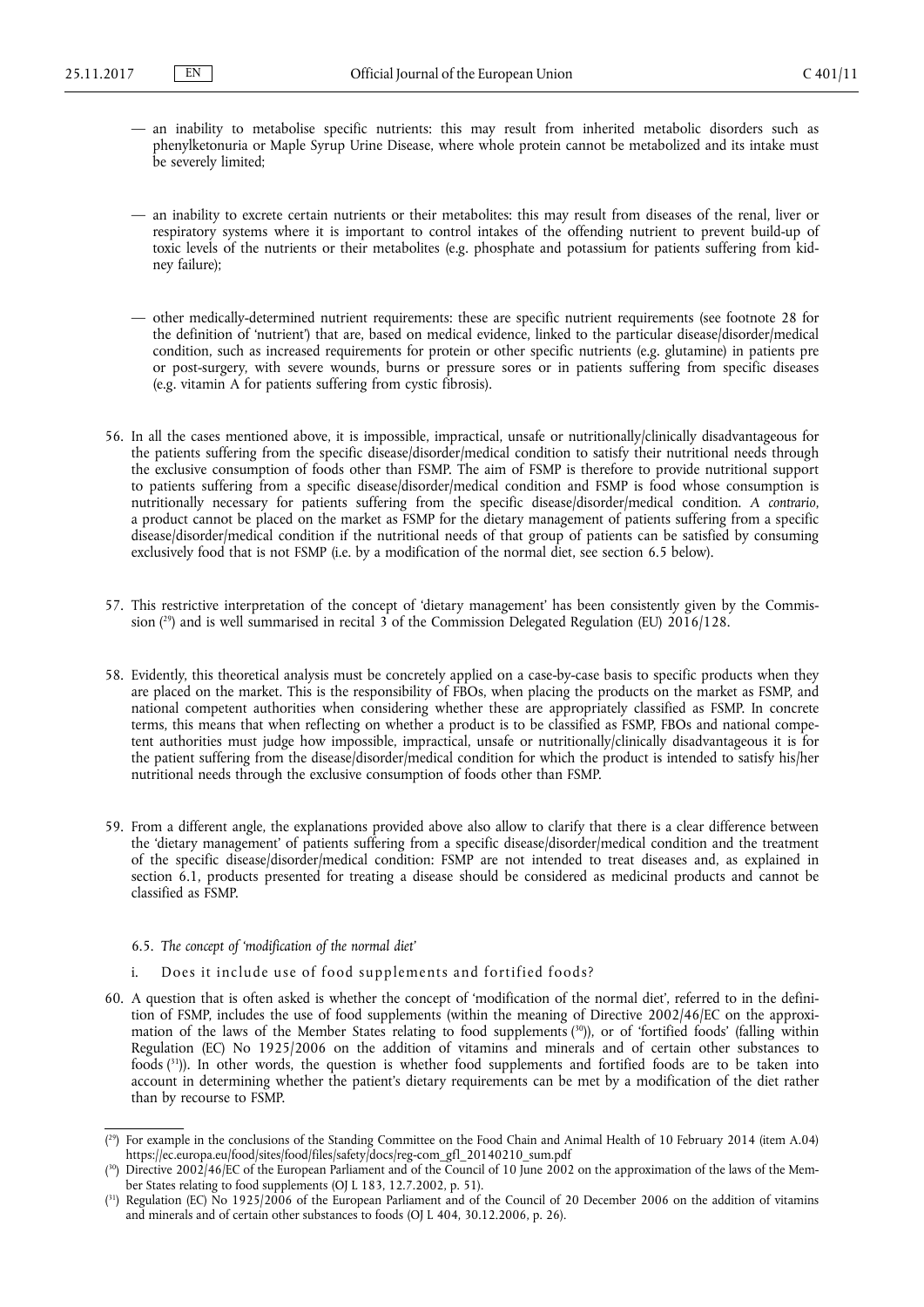— an inability to metabolise specific nutrients: this may result from inherited metabolic disorders such as phenylketonuria or Maple Syrup Urine Disease, where whole protein cannot be metabolized and its intake must be severely limited;

— an inability to excrete certain nutrients or their metabolites: this may result from diseases of the renal, liver or respiratory systems where it is important to control intakes of the offending nutrient to prevent build-up of toxic levels of the nutrients or their metabolites (e.g. phosphate and potassium for patients suffering from kidney failure);

— other medically-determined nutrient requirements: these are specific nutrient requirements (see footnote 28 for the definition of 'nutrient') that are, based on medical evidence, linked to the particular disease/disorder/medical condition, such as increased requirements for protein or other specific nutrients (e.g. glutamine) in patients pre or post-surgery, with severe wounds, burns or pressure sores or in patients suffering from specific diseases (e.g. vitamin A for patients suffering from cystic fibrosis).

56. In all the cases mentioned above, it is impossible, impractical, unsafe or nutritionally/clinically disadvantageous for the patients suffering from the specific disease/disorder/medical condition to satisfy their nutritional needs through the exclusive consumption of foods other than FSMP. The aim of FSMP is therefore to provide nutritional support to patients suffering from a specific disease/disorder/medical condition and FSMP is food whose consumption is nutritionally necessary for patients suffering from the specific disease/disorder/medical condition. *A contrario*, a product cannot be placed on the market as FSMP for the dietary management of patients suffering from a specific disease/disorder/medical condition if the nutritional needs of that group of patients can be satisfied by consuming exclusively food that is not FSMP (i.e. by a modification of the normal diet, see section 6.5 below).

57. This restrictive interpretation of the concept of 'dietary management' has been consistently given by the Commission [29] and is well summarised in recital 3 of the Commission Delegated Regulation (EU) 2016/128.

58. Evidently, this theoretical analysis must be concretely applied on a case-by-case basis to specific products when they are placed on the market. This is the responsibility of FBOs, when placing the products on the market as FSMP, and national competent authorities when considering whether these are appropriately classified as FSMP. In concrete terms, this means that when reflecting on whether a product is to be classified as FSMP, FBOs and national competent authorities must judge how impossible, impractical, unsafe or nutritionally/clinically disadvantageous it is for the patient suffering from the disease/disorder/medical condition for which the product is intended to satisfy his/her nutritional needs through the exclusive consumption of foods other than FSMP.

59. From a different angle, the explanations provided above also allow to clarify that there is a clear difference between the 'dietary management' of patients suffering from a specific disease/disorder/medical condition and the treatment of the specific disease/disorder/medical condition: FSMP are not intended to treat diseases and, as explained in section 6.1, products presented for treating a disease should be considered as medicinal products and cannot be classified as FSMP.

### 6.5. *The concept of 'modification of the normal diet'*

i. Does it include use of food supplements and fortified foods?

60. A question that is often asked is whether the concept of 'modification of the normal diet', referred to in the definition of FSMP, includes the use of food supplements (within the meaning of Directive 2002/46/EC on the approximation of the laws of the Member States relating to food supplements [30]), or of 'fortified foods' (falling within Regulation (EC) No 1925/2006 on the addition of vitamins and minerals and of certain other substances to foods [31]). In other words, the question is whether food supplements and fortified foods are to be taken into account in determining whether the patient's dietary requirements can be met by a modification of the diet rather than by recourse to FSMP.

---

[29] For example in the conclusions of the Standing Committee on the Food Chain and Animal Health of 10 February 2014 (item A.04) https://ec.europa.eu/food/sites/food/files/safety/docs/reg-com_gfl_20140210_sum.pdf

[30] Directive 2002/46/EC of the European Parliament and of the Council of 10 June 2002 on the approximation of the laws of the Member States relating to food supplements (OJ L 183, 12.7.2002, p. 51).

[31] Regulation (EC) No 1925/2006 of the European Parliament and of the Council of 20 December 2006 on the addition of vitamins and minerals and of certain other substances to foods (OJ L 404, 30.12.2006, p. 26).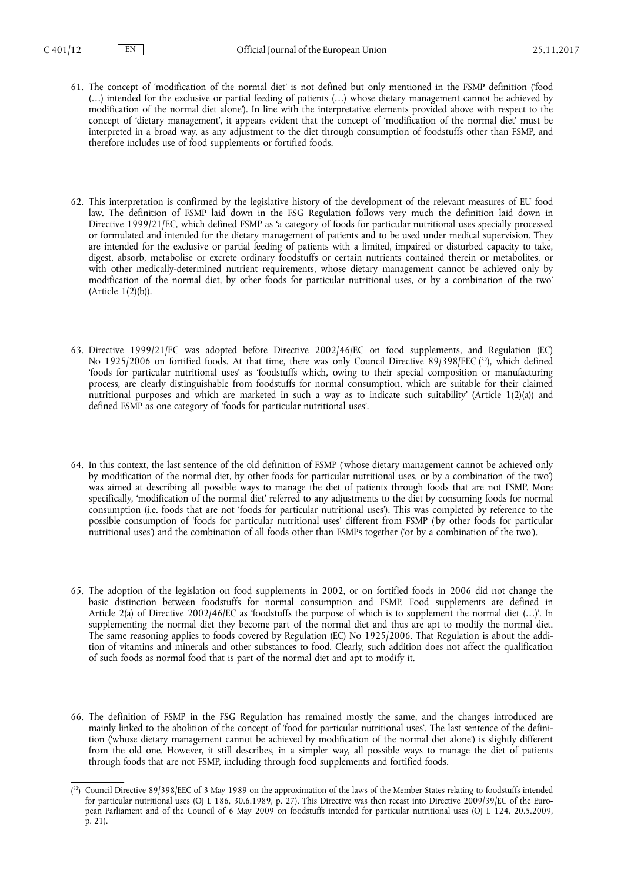61. The concept of 'modification of the normal diet' is not defined but only mentioned in the FSMP definition ('food (…) intended for the exclusive or partial feeding of patients (…) whose dietary management cannot be achieved by modification of the normal diet alone'). In line with the interpretative elements provided above with respect to the concept of 'dietary management', it appears evident that the concept of 'modification of the normal diet' must be interpreted in a broad way, as any adjustment to the diet through consumption of foodstuffs other than FSMP, and therefore includes use of food supplements or fortified foods.

62. This interpretation is confirmed by the legislative history of the development of the relevant measures of EU food law. The definition of FSMP laid down in the FSG Regulation follows very much the definition laid down in Directive 1999/21/EC, which defined FSMP as 'a category of foods for particular nutritional uses specially processed or formulated and intended for the dietary management of patients and to be used under medical supervision. They are intended for the exclusive or partial feeding of patients with a limited, impaired or disturbed capacity to take, digest, absorb, metabolise or excrete ordinary foodstuffs or certain nutrients contained therein or metabolites, or with other medically-determined nutrient requirements, whose dietary management cannot be achieved only by modification of the normal diet, by other foods for particular nutritional uses, or by a combination of the two' (Article 1(2)(b)).

63. Directive 1999/21/EC was adopted before Directive 2002/46/EC on food supplements, and Regulation (EC) No 1925/2006 on fortified foods. At that time, there was only Council Directive 89/398/EEC [32], which defined 'foods for particular nutritional uses' as 'foodstuffs which, owing to their special composition or manufacturing process, are clearly distinguishable from foodstuffs for normal consumption, which are suitable for their claimed nutritional purposes and which are marketed in such a way as to indicate such suitability' (Article 1(2)(a)) and defined FSMP as one category of 'foods for particular nutritional uses'.

64. In this context, the last sentence of the old definition of FSMP ('whose dietary management cannot be achieved only by modification of the normal diet, by other foods for particular nutritional uses, or by a combination of the two') was aimed at describing all possible ways to manage the diet of patients through foods that are not FSMP. More specifically, 'modification of the normal diet' referred to any adjustments to the diet by consuming foods for normal consumption (i.e. foods that are not 'foods for particular nutritional uses'). This was completed by reference to the possible consumption of 'foods for particular nutritional uses' different from FSMP ('by other foods for particular nutritional uses') and the combination of all foods other than FSMPs together ('or by a combination of the two').

65. The adoption of the legislation on food supplements in 2002, or on fortified foods in 2006 did not change the basic distinction between foodstuffs for normal consumption and FSMP. Food supplements are defined in Article 2(a) of Directive 2002/46/EC as 'foodstuffs the purpose of which is to supplement the normal diet (…)'. In supplementing the normal diet they become part of the normal diet and thus are apt to modify the normal diet. The same reasoning applies to foods covered by Regulation (EC) No 1925/2006. That Regulation is about the addition of vitamins and minerals and other substances to food. Clearly, such addition does not affect the qualification of such foods as normal food that is part of the normal diet and apt to modify it.

66. The definition of FSMP in the FSG Regulation has remained mostly the same, and the changes introduced are mainly linked to the abolition of the concept of 'food for particular nutritional uses'. The last sentence of the definition ('whose dietary management cannot be achieved by modification of the normal diet alone') is slightly different from the old one. However, it still describes, in a simpler way, all possible ways to manage the diet of patients through foods that are not FSMP, including through food supplements and fortified foods.

---

[32] Council Directive 89/398/EEC of 3 May 1989 on the approximation of the laws of the Member States relating to foodstuffs intended for particular nutritional uses (OJ L 186, 30.6.1989, p. 27). This Directive was then recast into Directive 2009/39/EC of the European Parliament and of the Council of 6 May 2009 on foodstuffs intended for particular nutritional uses (OJ L 124, 20.5.2009, p. 21).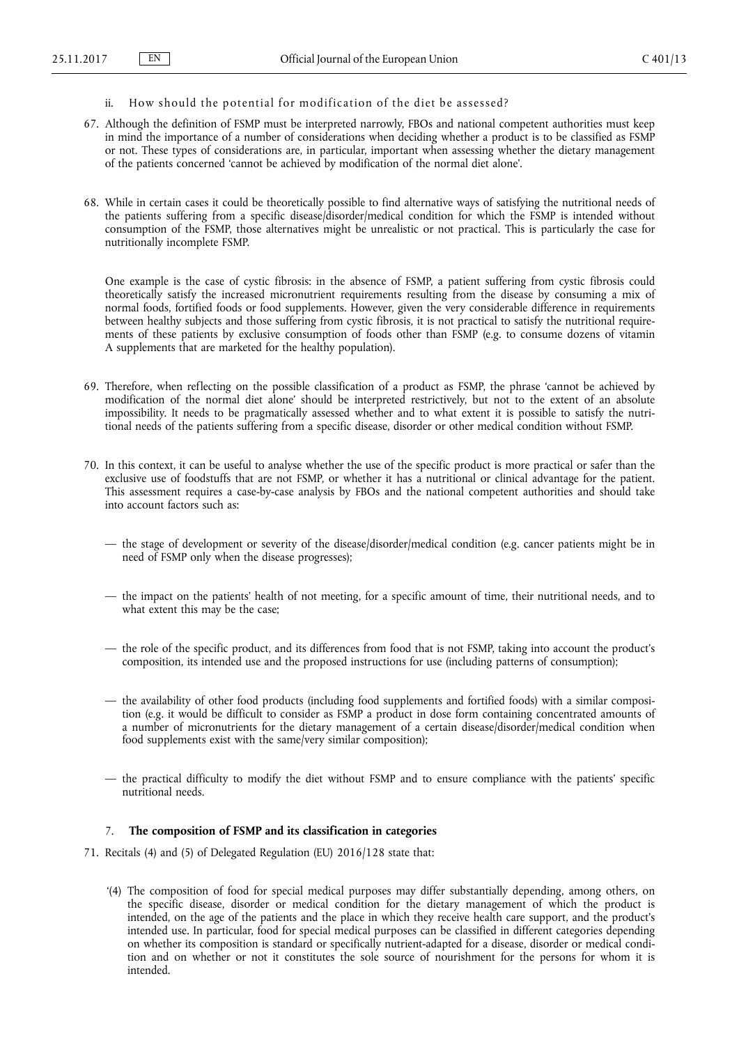ii. How should the potential for modification of the diet be assessed?

67. Although the definition of FSMP must be interpreted narrowly, FBOs and national competent authorities must keep in mind the importance of a number of considerations when deciding whether a product is to be classified as FSMP or not. These types of considerations are, in particular, important when assessing whether the dietary management of the patients concerned 'cannot be achieved by modification of the normal diet alone'.

68. While in certain cases it could be theoretically possible to find alternative ways of satisfying the nutritional needs of the patients suffering from a specific disease/disorder/medical condition for which the FSMP is intended without consumption of the FSMP, those alternatives might be unrealistic or not practical. This is particularly the case for nutritionally incomplete FSMP.

    One example is the case of cystic fibrosis: in the absence of FSMP, a patient suffering from cystic fibrosis could theoretically satisfy the increased micronutrient requirements resulting from the disease by consuming a mix of normal foods, fortified foods or food supplements. However, given the very considerable difference in requirements between healthy subjects and those suffering from cystic fibrosis, it is not practical to satisfy the nutritional requirements of these patients by exclusive consumption of foods other than FSMP (e.g. to consume dozens of vitamin A supplements that are marketed for the healthy population).

69. Therefore, when reflecting on the possible classification of a product as FSMP, the phrase 'cannot be achieved by modification of the normal diet alone' should be interpreted restrictively, but not to the extent of an absolute impossibility. It needs to be pragmatically assessed whether and to what extent it is possible to satisfy the nutritional needs of the patients suffering from a specific disease, disorder or other medical condition without FSMP.

70. In this context, it can be useful to analyse whether the use of the specific product is more practical or safer than the exclusive use of foodstuffs that are not FSMP, or whether it has a nutritional or clinical advantage for the patient. This assessment requires a case-by-case analysis by FBOs and the national competent authorities and should take into account factors such as:

    — the stage of development or severity of the disease/disorder/medical condition (e.g. cancer patients might be in need of FSMP only when the disease progresses);

    — the impact on the patients' health of not meeting, for a specific amount of time, their nutritional needs, and to what extent this may be the case;

    — the role of the specific product, and its differences from food that is not FSMP, taking into account the product's composition, its intended use and the proposed instructions for use (including patterns of consumption);

    — the availability of other food products (including food supplements and fortified foods) with a similar composition (e.g. it would be difficult to consider as FSMP a product in dose form containing concentrated amounts of a number of micronutrients for the dietary management of a certain disease/disorder/medical condition when food supplements exist with the same/very similar composition);

    — the practical difficulty to modify the diet without FSMP and to ensure compliance with the patients' specific nutritional needs.

### 7. **The composition of FSMP and its classification in categories**

71. Recitals (4) and (5) of Delegated Regulation (EU) 2016/128 state that:

    '(4) The composition of food for special medical purposes may differ substantially depending, among others, on the specific disease, disorder or medical condition for the dietary management of which the product is intended, on the age of the patients and the place in which they receive health care support, and the product's intended use. In particular, food for special medical purposes can be classified in different categories depending on whether its composition is standard or specifically nutrient-adapted for a disease, disorder or medical condition and on whether or not it constitutes the sole source of nourishment for the persons for whom it is intended.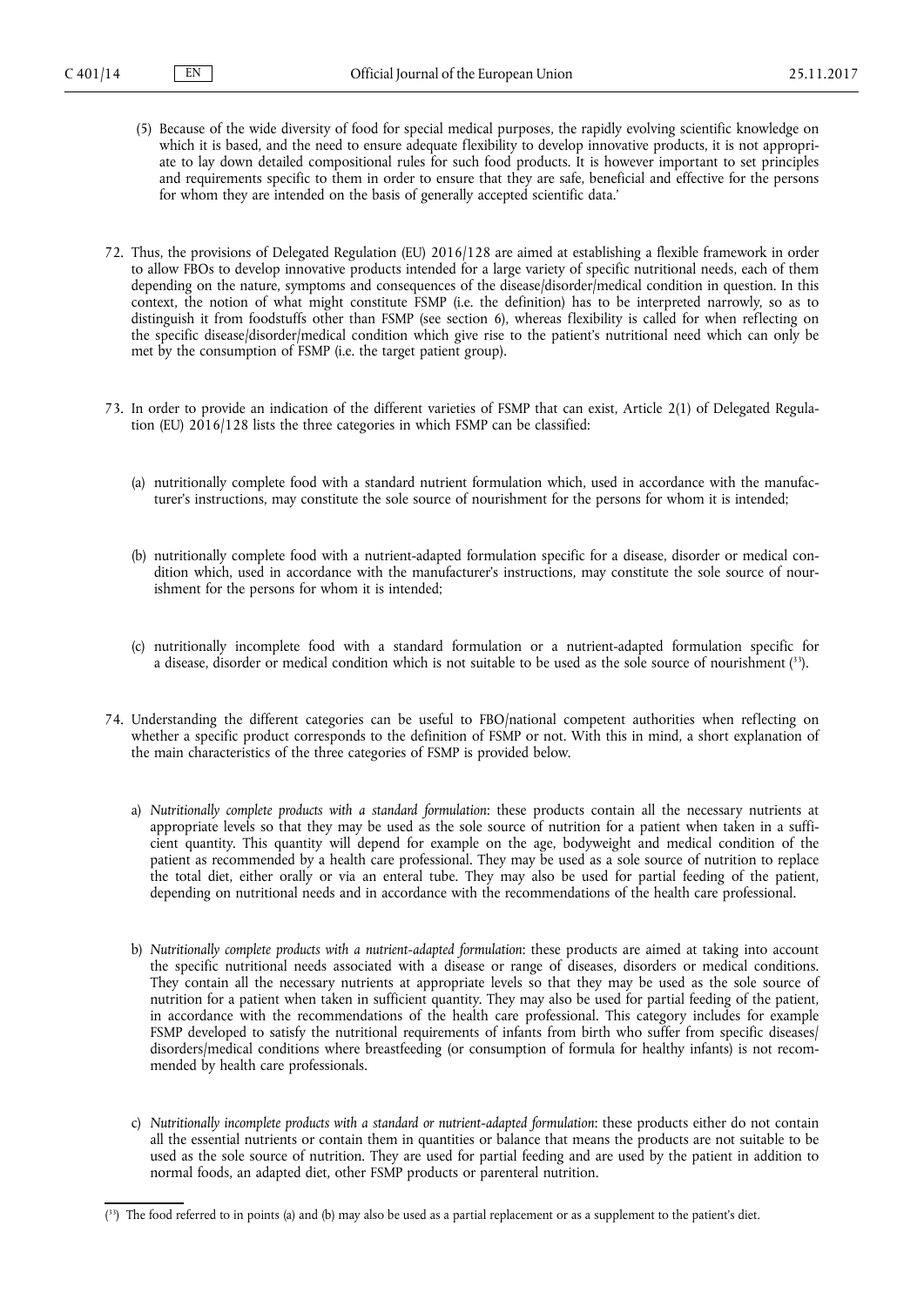(5) Because of the wide diversity of food for special medical purposes, the rapidly evolving scientific knowledge on which it is based, and the need to ensure adequate flexibility to develop innovative products, it is not appropriate to lay down detailed compositional rules for such food products. It is however important to set principles and requirements specific to them in order to ensure that they are safe, beneficial and effective for the persons for whom they are intended on the basis of generally accepted scientific data.'

72. Thus, the provisions of Delegated Regulation (EU) 2016/128 are aimed at establishing a flexible framework in order to allow FBOs to develop innovative products intended for a large variety of specific nutritional needs, each of them depending on the nature, symptoms and consequences of the disease/disorder/medical condition in question. In this context, the notion of what might constitute FSMP (i.e. the definition) has to be interpreted narrowly, so as to distinguish it from foodstuffs other than FSMP (see section 6), whereas flexibility is called for when reflecting on the specific disease/disorder/medical condition which give rise to the patient's nutritional need which can only be met by the consumption of FSMP (i.e. the target patient group).

73. In order to provide an indication of the different varieties of FSMP that can exist, Article 2(1) of Delegated Regulation (EU) 2016/128 lists the three categories in which FSMP can be classified:

(a) nutritionally complete food with a standard nutrient formulation which, used in accordance with the manufacturer's instructions, may constitute the sole source of nourishment for the persons for whom it is intended;

(b) nutritionally complete food with a nutrient-adapted formulation specific for a disease, disorder or medical condition which, used in accordance with the manufacturer's instructions, may constitute the sole source of nourishment for the persons for whom it is intended;

(c) nutritionally incomplete food with a standard formulation or a nutrient-adapted formulation specific for a disease, disorder or medical condition which is not suitable to be used as the sole source of nourishment [33].

74. Understanding the different categories can be useful to FBO/national competent authorities when reflecting on whether a specific product corresponds to the definition of FSMP or not. With this in mind, a short explanation of the main characteristics of the three categories of FSMP is provided below.

a) *Nutritionally complete products with a standard formulation*: these products contain all the necessary nutrients at appropriate levels so that they may be used as the sole source of nutrition for a patient when taken in a sufficient quantity. This quantity will depend for example on the age, bodyweight and medical condition of the patient as recommended by a health care professional. They may be used as a sole source of nutrition to replace the total diet, either orally or via an enteral tube. They may also be used for partial feeding of the patient, depending on nutritional needs and in accordance with the recommendations of the health care professional.

b) *Nutritionally complete products with a nutrient-adapted formulation*: these products are aimed at taking into account the specific nutritional needs associated with a disease or range of diseases, disorders or medical conditions. They contain all the necessary nutrients at appropriate levels so that they may be used as the sole source of nutrition for a patient when taken in sufficient quantity. They may also be used for partial feeding of the patient, in accordance with the recommendations of the health care professional. This category includes for example FSMP developed to satisfy the nutritional requirements of infants from birth who suffer from specific diseases/disorders/medical conditions where breastfeeding (or consumption of formula for healthy infants) is not recommended by health care professionals.

c) *Nutritionally incomplete products with a standard or nutrient-adapted formulation*: these products either do not contain all the essential nutrients or contain them in quantities or balance that means the products are not suitable to be used as the sole source of nutrition. They are used for partial feeding and are used by the patient in addition to normal foods, an adapted diet, other FSMP products or parenteral nutrition.

---

[33] The food referred to in points (a) and (b) may also be used as a partial replacement or as a supplement to the patient's diet.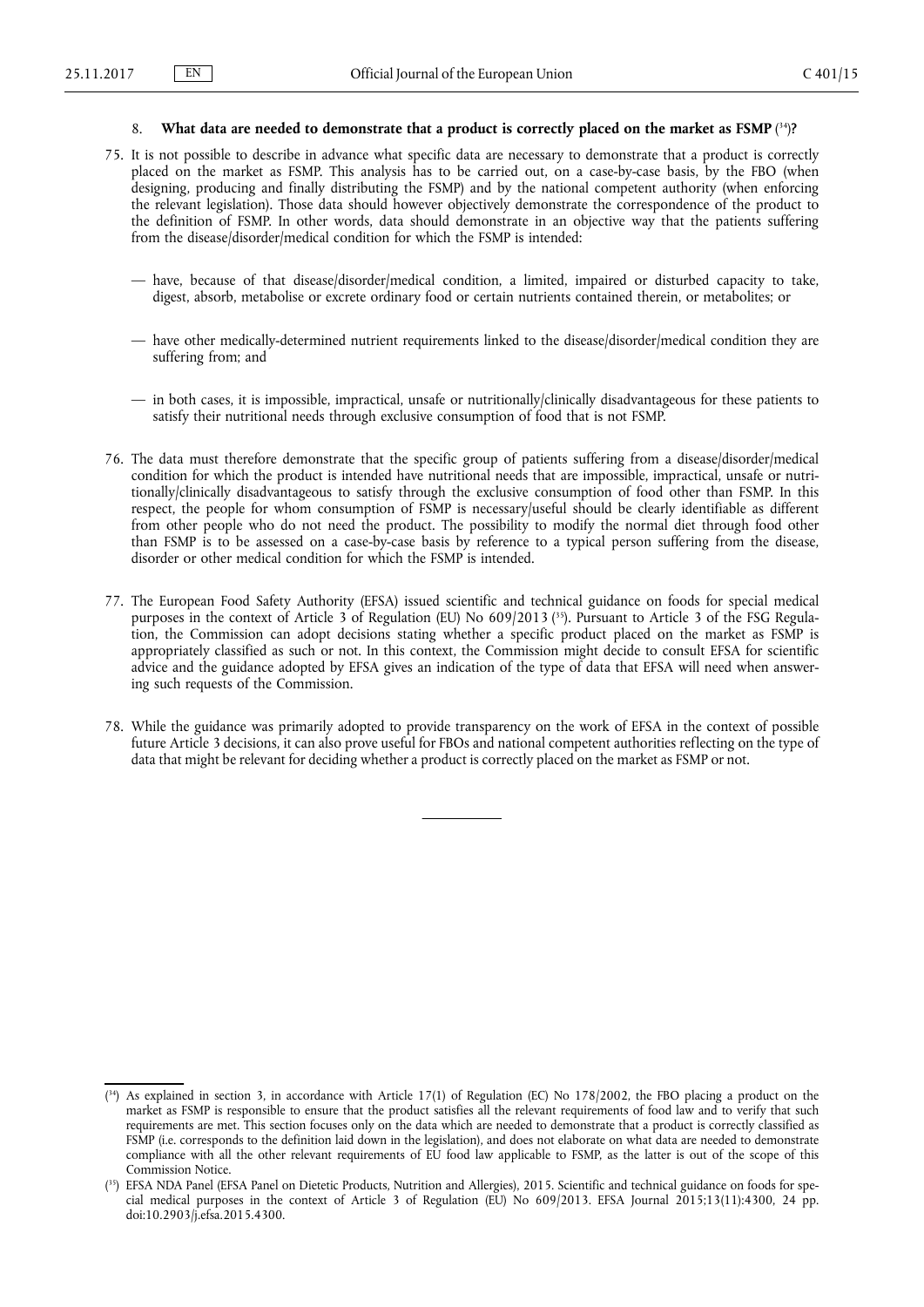## 8. **What data are needed to demonstrate that a product is correctly placed on the market as FSMP** [34]**?**

75. It is not possible to describe in advance what specific data are necessary to demonstrate that a product is correctly placed on the market as FSMP. This analysis has to be carried out, on a case-by-case basis, by the FBO (when designing, producing and finally distributing the FSMP) and by the national competent authority (when enforcing the relevant legislation). Those data should however objectively demonstrate the correspondence of the product to the definition of FSMP. In other words, data should demonstrate in an objective way that the patients suffering from the disease/disorder/medical condition for which the FSMP is intended:

   — have, because of that disease/disorder/medical condition, a limited, impaired or disturbed capacity to take, digest, absorb, metabolise or excrete ordinary food or certain nutrients contained therein, or metabolites; or

   — have other medically-determined nutrient requirements linked to the disease/disorder/medical condition they are suffering from; and

   — in both cases, it is impossible, impractical, unsafe or nutritionally/clinically disadvantageous for these patients to satisfy their nutritional needs through exclusive consumption of food that is not FSMP.

76. The data must therefore demonstrate that the specific group of patients suffering from a disease/disorder/medical condition for which the product is intended have nutritional needs that are impossible, impractical, unsafe or nutritionally/clinically disadvantageous to satisfy through the exclusive consumption of food other than FSMP. In this respect, the people for whom consumption of FSMP is necessary/useful should be clearly identifiable as different from other people who do not need the product. The possibility to modify the normal diet through food other than FSMP is to be assessed on a case-by-case basis by reference to a typical person suffering from the disease, disorder or other medical condition for which the FSMP is intended.

77. The European Food Safety Authority (EFSA) issued scientific and technical guidance on foods for special medical purposes in the context of Article 3 of Regulation (EU) No 609/2013 [35]. Pursuant to Article 3 of the FSG Regulation, the Commission can adopt decisions stating whether a specific product placed on the market as FSMP is appropriately classified as such or not. In this context, the Commission might decide to consult EFSA for scientific advice and the guidance adopted by EFSA gives an indication of the type of data that EFSA will need when answering such requests of the Commission.

78. While the guidance was primarily adopted to provide transparency on the work of EFSA in the context of possible future Article 3 decisions, it can also prove useful for FBOs and national competent authorities reflecting on the type of data that might be relevant for deciding whether a product is correctly placed on the market as FSMP or not.

---

[34] As explained in section 3, in accordance with Article 17(1) of Regulation (EC) No 178/2002, the FBO placing a product on the market as FSMP is responsible to ensure that the product satisfies all the relevant requirements of food law and to verify that such requirements are met. This section focuses only on the data which are needed to demonstrate that a product is correctly classified as FSMP (i.e. corresponds to the definition laid down in the legislation), and does not elaborate on what data are needed to demonstrate compliance with all the other relevant requirements of EU food law applicable to FSMP, as the latter is out of the scope of this Commission Notice.

[35] EFSA NDA Panel (EFSA Panel on Dietetic Products, Nutrition and Allergies), 2015. Scientific and technical guidance on foods for special medical purposes in the context of Article 3 of Regulation (EU) No 609/2013. EFSA Journal 2015;13(11):4300, 24 pp. doi:10.2903/j.efsa.2015.4300.